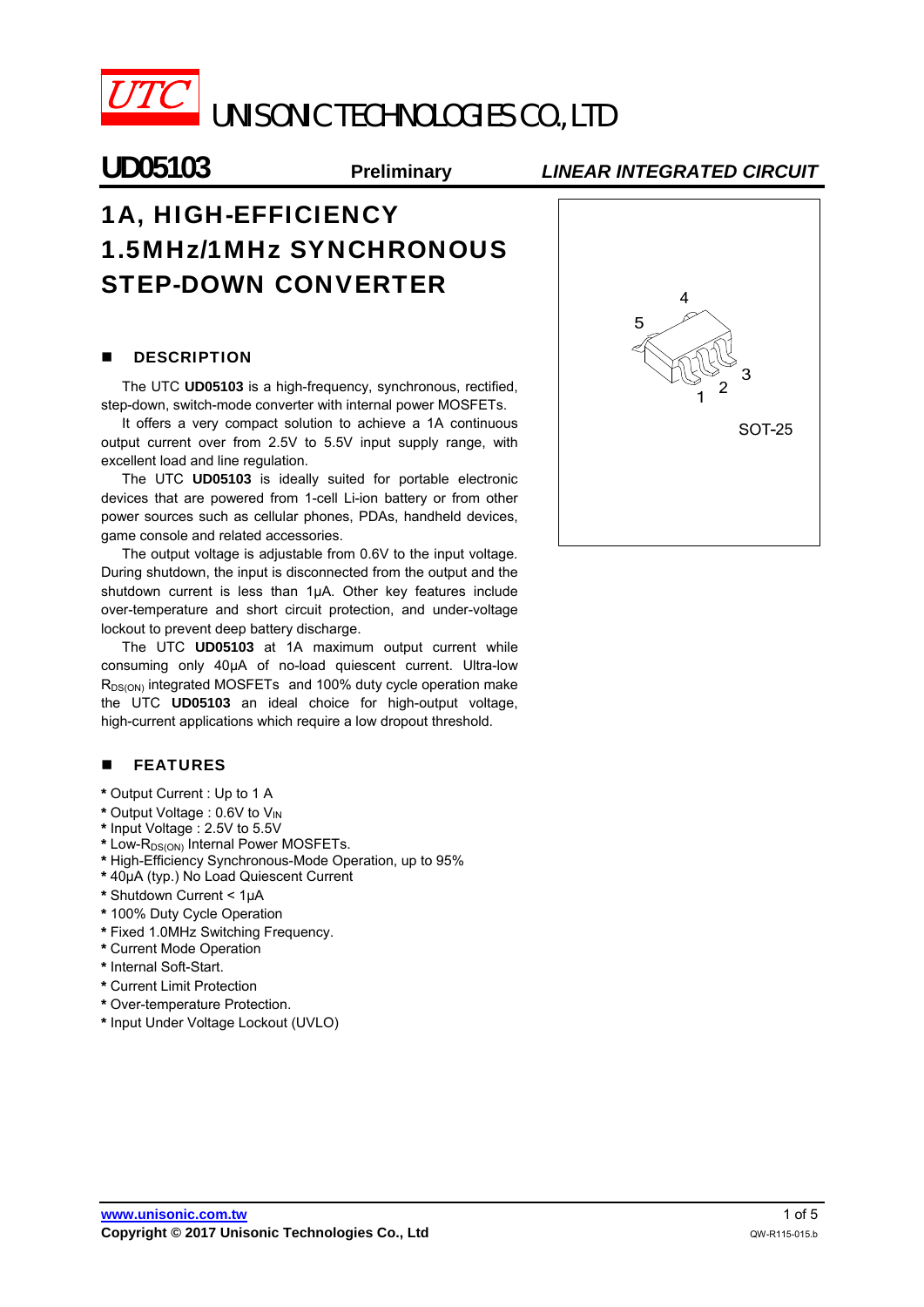UTC UNISONIC TECHNOLOGIES CO., LTD

# UD05103

**Preliminary** ***LINEAR INTEGRATED CIRCUIT***

# 1A, HIGH-EFFICIENCY 1.5MHz/1MHz SYNCHRONOUS STEP-DOWN CONVERTER

4
5
3
2
1
SOT-25

## ■ DESCRIPTION

The UTC **UD05103** is a high-frequency, synchronous, rectified, step-down, switch-mode converter with internal power MOSFETs.

It offers a very compact solution to achieve a 1A continuous output current over from 2.5V to 5.5V input supply range, with excellent load and line regulation.

The UTC **UD05103** is ideally suited for portable electronic devices that are powered from 1-cell Li-ion battery or from other power sources such as cellular phones, PDAs, handheld devices, game console and related accessories.

The output voltage is adjustable from 0.6V to the input voltage. During shutdown, the input is disconnected from the output and the shutdown current is less than 1μA. Other key features include over-temperature and short circuit protection, and under-voltage lockout to prevent deep battery discharge.

The UTC **UD05103** at 1A maximum output current while consuming only 40μA of no-load quiescent current. Ultra-low $R_{DS(ON)}$ integrated MOSFETs and 100% duty cycle operation make the UTC **UD05103** an ideal choice for high-output voltage, high-current applications which require a low dropout threshold.

## ■ FEATURES

* Output Current : Up to 1 A
* Output Voltage : 0.6V to $V_{IN}$
* Input Voltage : 2.5V to 5.5V
* Low-$R_{DS(ON)}$ Internal Power MOSFETs.
* High-Efficiency Synchronous-Mode Operation, up to 95%
* 40μA (typ.) No Load Quiescent Current
* Shutdown Current < 1μA
* 100% Duty Cycle Operation
* Fixed 1.0MHz Switching Frequency.
* Current Mode Operation
* Internal Soft-Start.
* Current Limit Protection
* Over-temperature Protection.
* Input Under Voltage Lockout (UVLO)

www.unisonic.com.tw
Copyright © 2017 Unisonic Technologies Co., Ltd
QW-R115-015.b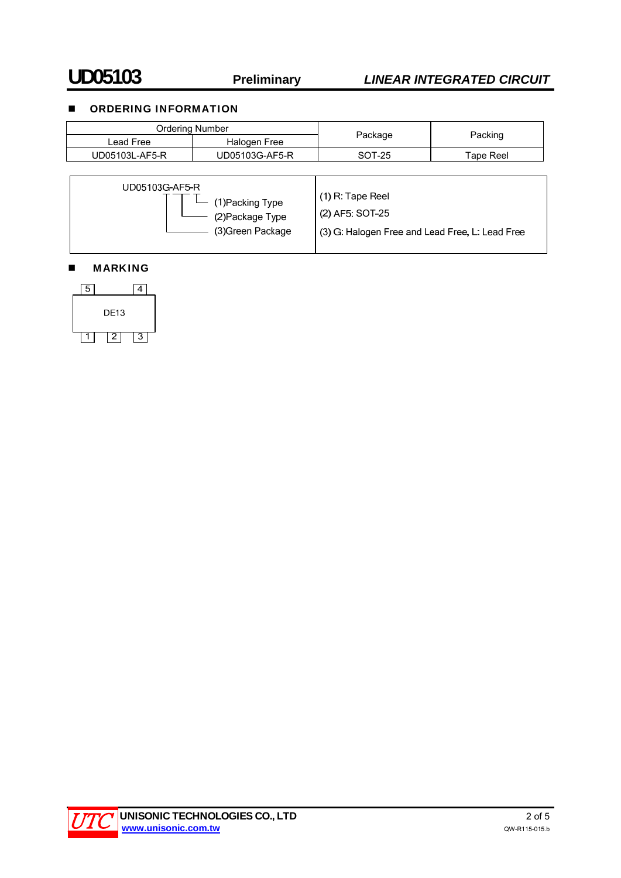## ORDERING INFORMATION

| Ordering Number | | Package | Packing |
|---|---|---|---|
| Lead Free | Halogen Free | | |
| UD05103L-AF5-R | UD05103G-AF5-R | SOT-25 | Tape Reel |

| | |
|---|---|
| UD05103G-AF5-R<br>(1)Packing Type<br>(2)Package Type<br>(3)Green Package | (1) R: Tape Reel<br>(2) AF5: SOT-25<br>(3) G: Halogen Free and Lead Free, L: Lead Free |

## MARKING

5 4

DE13

1 2 3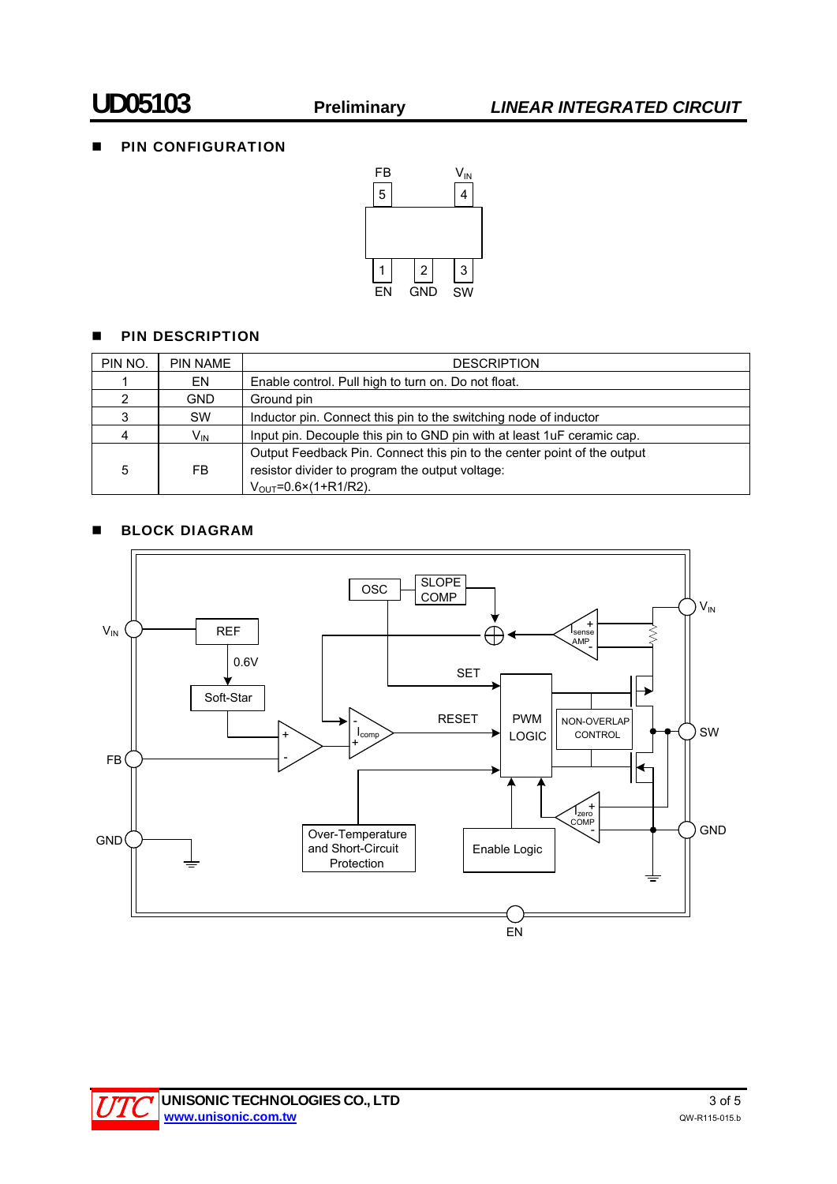## PIN CONFIGURATION

FB
5
$V_{IN}$
4
1
EN
2
GND
3
SW

## PIN DESCRIPTION

| PIN NO. | PIN NAME | DESCRIPTION |
|---|---|---|
| 1 | EN | Enable control. Pull high to turn on. Do not float. |
| 2 | GND | Ground pin |
| 3 | SW | Inductor pin. Connect this pin to the switching node of inductor |
| 4 | $V_{IN}$ | Input pin. Decouple this pin to GND pin with at least 1uF ceramic cap. |
| 5 | FB | Output Feedback Pin. Connect this pin to the center point of the output resistor divider to program the output voltage: $V_{OUT}$=0.6×(1+R1/R2). |

## BLOCK DIAGRAM

OSC
SLOPE COMP
$V_{IN}$
REF
0.6V
Soft-Star
$I_{sense}$ AMP
SET
RESET
$I_{comp}$
PWM LOGIC
NON-OVERLAP CONTROL
SW
FB
GND
$I_{zero}$ COMP
Over-Temperature and Short-Circuit Protection
Enable Logic
GND
EN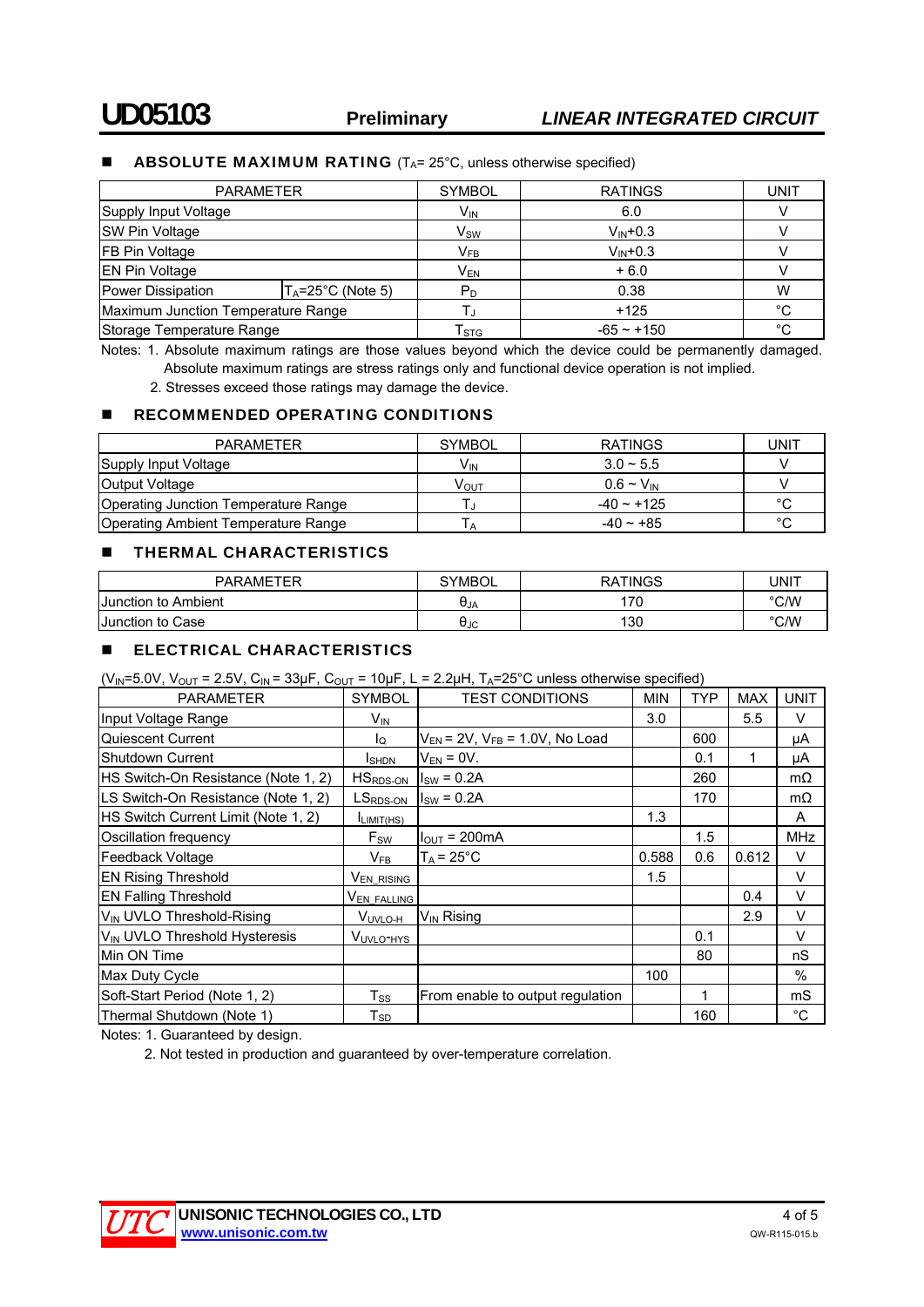## ■ ABSOLUTE MAXIMUM RATING ($T_A$= 25°C, unless otherwise specified)

| PARAMETER | | SYMBOL | RATINGS | UNIT |
|---|---|---|---|---|
| Supply Input Voltage | | $V_{IN}$ | 6.0 | V |
| SW Pin Voltage | | $V_{SW}$ | $V_{IN}$+0.3 | V |
| FB Pin Voltage | | $V_{FB}$ | $V_{IN}$+0.3 | V |
| EN Pin Voltage | | $V_{EN}$ | + 6.0 | V |
| Power Dissipation | $T_A$=25°C (Note 5) | $P_D$ | 0.38 | W |
| Maximum Junction Temperature Range | | $T_J$ | +125 | °C |
| Storage Temperature Range | | $T_{STG}$ | -65 ~ +150 | °C |

Notes: 1. Absolute maximum ratings are those values beyond which the device could be permanently damaged. Absolute maximum ratings are stress ratings only and functional device operation is not implied.

2. Stresses exceed those ratings may damage the device.

## ■ RECOMMENDED OPERATING CONDITIONS

| PARAMETER | SYMBOL | RATINGS | UNIT |
|---|---|---|---|
| Supply Input Voltage | $V_{IN}$ | 3.0 ~ 5.5 | V |
| Output Voltage | $V_{OUT}$ | 0.6 ~ $V_{IN}$ | V |
| Operating Junction Temperature Range | $T_J$ | -40 ~ +125 | °C |
| Operating Ambient Temperature Range | $T_A$ | -40 ~ +85 | °C |

## ■ THERMAL CHARACTERISTICS

| PARAMETER | SYMBOL | RATINGS | UNIT |
|---|---|---|---|
| Junction to Ambient | $\theta_{JA}$ | 170 | °C/W |
| Junction to Case | $\theta_{JC}$ | 130 | °C/W |

## ■ ELECTRICAL CHARACTERISTICS

($V_{IN}$=5.0V, $V_{OUT}$ = 2.5V, $C_{IN}$ = 33μF, $C_{OUT}$ = 10μF, L = 2.2μH, $T_A$=25°C unless otherwise specified)

| PARAMETER | SYMBOL | TEST CONDITIONS | MIN | TYP | MAX | UNIT |
|---|---|---|---|---|---|---|
| Input Voltage Range | $V_{IN}$ | | 3.0 | | 5.5 | V |
| Quiescent Current | $I_Q$ | $V_{EN}$ = 2V, $V_{FB}$ = 1.0V, No Load | | 600 | | μA |
| Shutdown Current | $I_{SHDN}$ | $V_{EN}$ = 0V. | | 0.1 | 1 | μA |
| HS Switch-On Resistance (Note 1, 2) | $HS_{RDS\text{-}ON}$ | $I_{SW}$ = 0.2A | | 260 | | mΩ |
| LS Switch-On Resistance (Note 1, 2) | $LS_{RDS\text{-}ON}$ | $I_{SW}$ = 0.2A | | 170 | | mΩ |
| HS Switch Current Limit (Note 1, 2) | $I_{LIMIT(HS)}$ | | 1.3 | | | A |
| Oscillation frequency | $F_{SW}$ | $I_{OUT}$ = 200mA | | 1.5 | | MHz |
| Feedback Voltage | $V_{FB}$ | $T_A$ = 25°C | 0.588 | 0.6 | 0.612 | V |
| EN Rising Threshold | $V_{EN\_RISING}$ | | 1.5 | | | V |
| EN Falling Threshold | $V_{EN\_FALLING}$ | | | | 0.4 | V |
| $V_{IN}$ UVLO Threshold-Rising | $V_{UVLO\text{-}H}$ | $V_{IN}$ Rising | | | 2.9 | V |
| $V_{IN}$ UVLO Threshold Hysteresis | $V_{UVLO\text{-}HYS}$ | | | 0.1 | | V |
| Min ON Time | | | | 80 | | nS |
| Max Duty Cycle | | | 100 | | | % |
| Soft-Start Period (Note 1, 2) | $T_{SS}$ | From enable to output regulation | | 1 | | mS |
| Thermal Shutdown (Note 1) | $T_{SD}$ | | | 160 | | °C |

Notes: 1. Guaranteed by design.

2. Not tested in production and guaranteed by over-temperature correlation.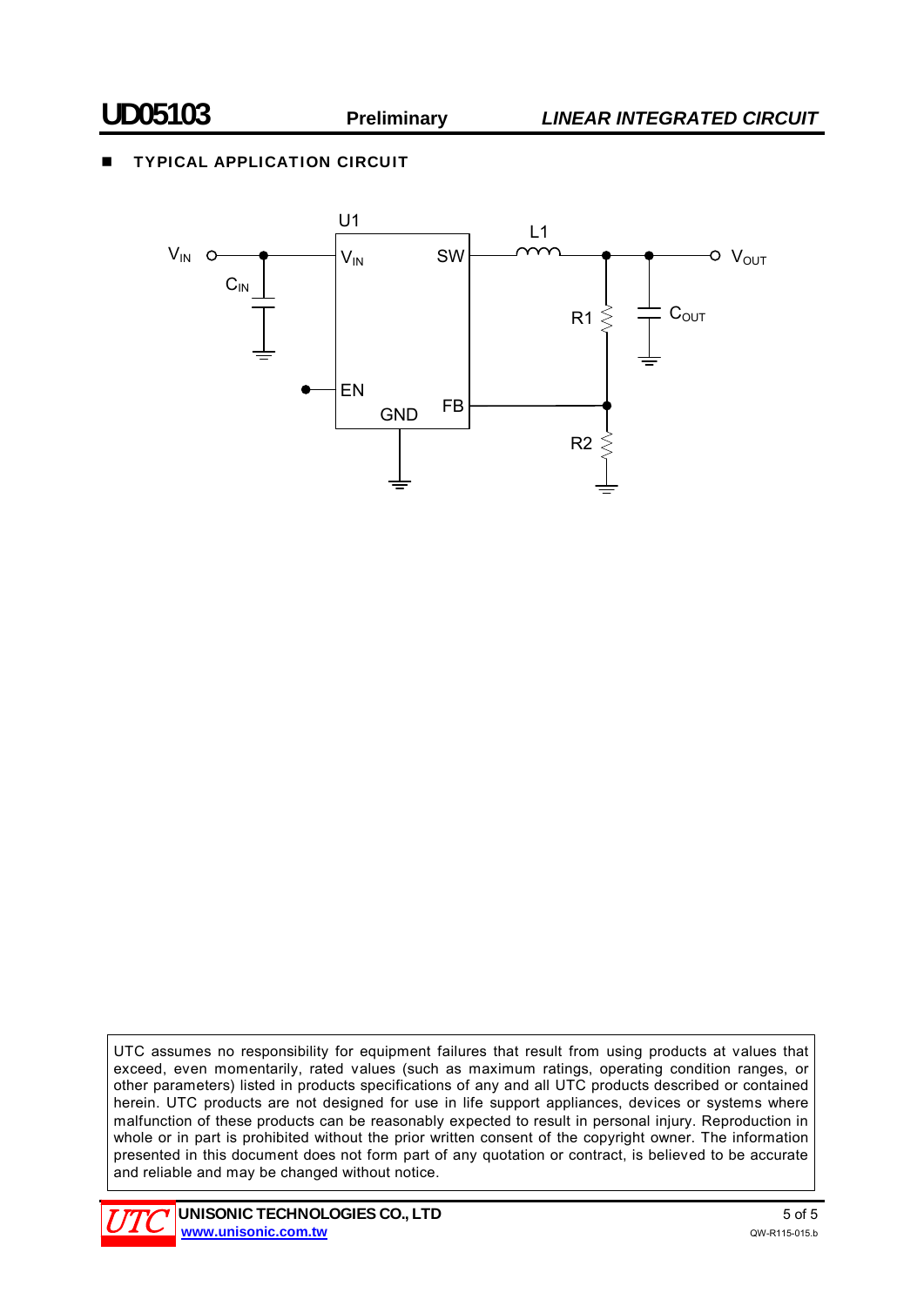## TYPICAL APPLICATION CIRCUIT

U1

$V_{IN}$

$C_{IN}$

$V_{IN}$

SW

L1

$V_{OUT}$

R1

$C_{OUT}$

EN

GND

FB

R2

UTC assumes no responsibility for equipment failures that result from using products at values that exceed, even momentarily, rated values (such as maximum ratings, operating condition ranges, or other parameters) listed in products specifications of any and all UTC products described or contained herein. UTC products are not designed for use in life support appliances, devices or systems where malfunction of these products can be reasonably expected to result in personal injury. Reproduction in whole or in part is prohibited without the prior written consent of the copyright owner. The information presented in this document does not form part of any quotation or contract, is believed to be accurate and reliable and may be changed without notice.